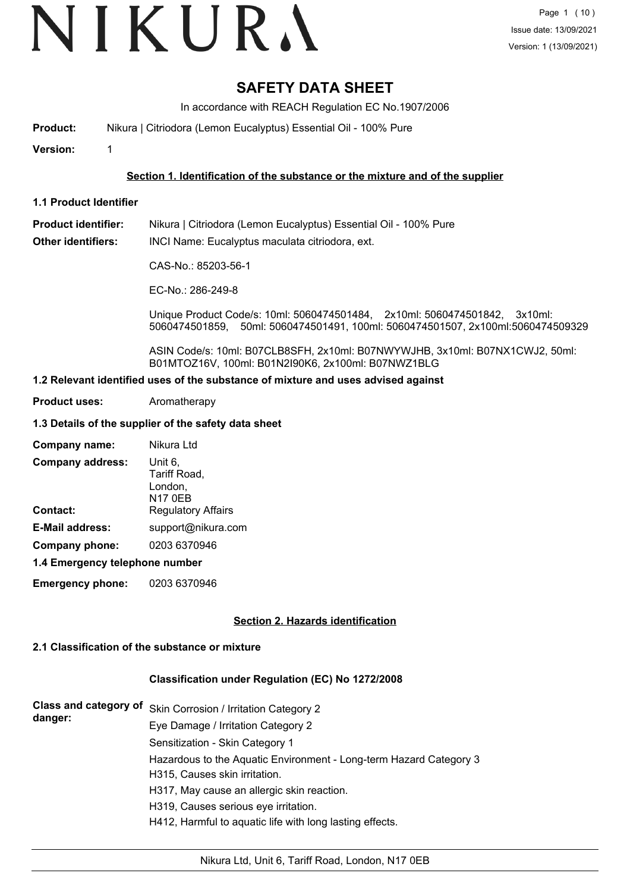# SAFETY DATA SHEET

In accordance with REACH Regulation EC No.1907/2006

**Product:** Nikura | Citriodora (Lemon Eucalyptus) Essential Oil - 100% Pure

**Version:** 1

## Section 1. Identification of the substance or the mixture and of the supplier

### 1.1 Product Identifier

**Product identifier:** Nikura | Citriodora (Lemon Eucalyptus) Essential Oil - 100% Pure

**Other identifiers:** INCI Name: Eucalyptus maculata citriodora, ext.

CAS-No.: 85203-56-1

EC-No.: 286-249-8

Unique Product Code/s: 10ml: 5060474501484, 2x10ml: 5060474501842, 3x10ml: 5060474501859, 50ml: 5060474501491, 100ml: 5060474501507, 2x100ml:5060474509329

ASIN Code/s: 10ml: B07CLB8SFH, 2x10ml: B07NWYWJHB, 3x10ml: B07NX1CWJ2, 50ml: B01MTOZ16V, 100ml: B01N2I90K6, 2x100ml: B07NWZ1BLG

### 1.2 Relevant identified uses of the substance of mixture and uses advised against

**Product uses:** Aromatherapy

### 1.3 Details of the supplier of the safety data sheet

**Company name:** Nikura Ltd

**Company address:** Unit 6, Tariff Road, London, N17 0EB

**Contact:** Regulatory Affairs

**E-Mail address:** support@nikura.com

**Company phone:** 0203 6370946

### 1.4 Emergency telephone number

**Emergency phone:** 0203 6370946

## Section 2. Hazards identification

### 2.1 Classification of the substance or mixture

**Classification under Regulation (EC) No 1272/2008**

**Class and category of danger:**

Skin Corrosion / Irritation Category 2

Eye Damage / Irritation Category 2

Sensitization - Skin Category 1

Hazardous to the Aquatic Environment - Long-term Hazard Category 3

H315, Causes skin irritation.

H317, May cause an allergic skin reaction.

H319, Causes serious eye irritation.

H412, Harmful to aquatic life with long lasting effects.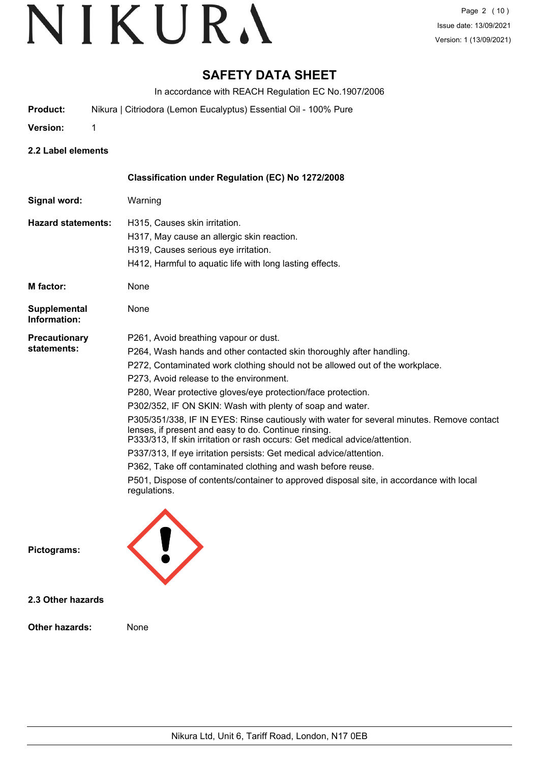# SAFETY DATA SHEET

In accordance with REACH Regulation EC No.1907/2006

**Product:** Nikura | Citriodora (Lemon Eucalyptus) Essential Oil - 100% Pure

**Version:** 1

## 2.2 Label elements

**Classification under Regulation (EC) No 1272/2008**

**Signal word:** Warning

**Hazard statements:**
H315, Causes skin irritation.
H317, May cause an allergic skin reaction.
H319, Causes serious eye irritation.
H412, Harmful to aquatic life with long lasting effects.

**M factor:** None

**Supplemental Information:** None

**Precautionary statements:**
P261, Avoid breathing vapour or dust.
P264, Wash hands and other contacted skin thoroughly after handling.
P272, Contaminated work clothing should not be allowed out of the workplace.
P273, Avoid release to the environment.
P280, Wear protective gloves/eye protection/face protection.
P302/352, IF ON SKIN: Wash with plenty of soap and water.
P305/351/338, IF IN EYES: Rinse cautiously with water for several minutes. Remove contact lenses, if present and easy to do. Continue rinsing.
P333/313, If skin irritation or rash occurs: Get medical advice/attention.
P337/313, If eye irritation persists: Get medical advice/attention.
P362, Take off contaminated clothing and wash before reuse.
P501, Dispose of contents/container to approved disposal site, in accordance with local regulations.

**Pictograms:**

## 2.3 Other hazards

**Other hazards:** None

Nikura Ltd, Unit 6, Tariff Road, London, N17 0EB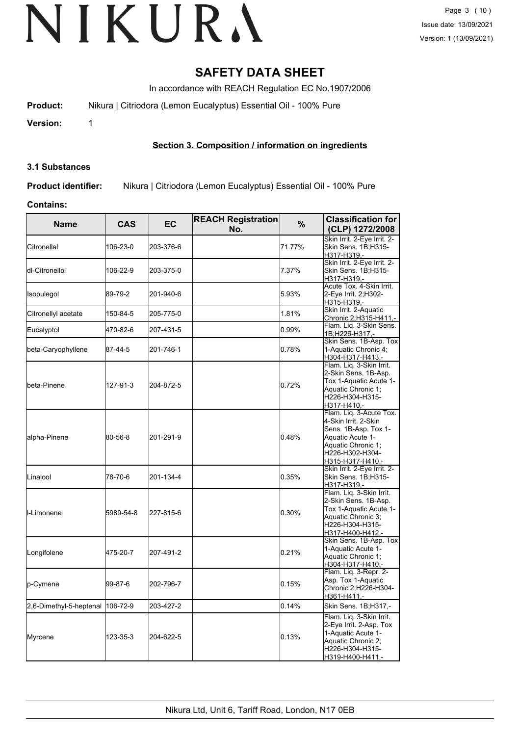# SAFETY DATA SHEET

In accordance with REACH Regulation EC No.1907/2006

**Product:** Nikura | Citriodora (Lemon Eucalyptus) Essential Oil - 100% Pure

**Version:** 1

## Section 3. Composition / information on ingredients

### 3.1 Substances

**Product identifier:** Nikura | Citriodora (Lemon Eucalyptus) Essential Oil - 100% Pure

**Contains:**

| Name | CAS | EC | REACH Registration No. | % | Classification for (CLP) 1272/2008 |
|---|---|---|---|---|---|
| Citronellal | 106-23-0 | 203-376-6 | | 71.77% | Skin Irrit. 2-Eye Irrit. 2-Skin Sens. 1B;H315-H317-H319,- |
| dl-Citronellol | 106-22-9 | 203-375-0 | | 7.37% | Skin Irrit. 2-Eye Irrit. 2-Skin Sens. 1B;H315-H317-H319,- |
| Isopulegol | 89-79-2 | 201-940-6 | | 5.93% | Acute Tox. 4-Skin Irrit. 2-Eye Irrit. 2;H302-H315-H319,- |
| Citronellyl acetate | 150-84-5 | 205-775-0 | | 1.81% | Skin Irrit. 2-Aquatic Chronic 2;H315-H411,- |
| Eucalyptol | 470-82-6 | 207-431-5 | | 0.99% | Flam. Liq. 3-Skin Sens. 1B;H226-H317,- |
| beta-Caryophyllene | 87-44-5 | 201-746-1 | | 0.78% | Skin Sens. 1B-Asp. Tox 1-Aquatic Chronic 4;H304-H317-H413,- |
| beta-Pinene | 127-91-3 | 204-872-5 | | 0.72% | Flam. Liq. 3-Skin Irrit. 2-Skin Sens. 1B-Asp. Tox 1-Aquatic Acute 1-Aquatic Chronic 1;H226-H304-H315-H317-H410,- |
| alpha-Pinene | 80-56-8 | 201-291-9 | | 0.48% | Flam. Liq. 3-Acute Tox. 4-Skin Irrit. 2-Skin Sens. 1B-Asp. Tox 1-Aquatic Acute 1-Aquatic Chronic 1;H226-H302-H304-H315-H317-H410,- |
| Linalool | 78-70-6 | 201-134-4 | | 0.35% | Skin Irrit. 2-Eye Irrit. 2-Skin Sens. 1B;H315-H317-H319,- |
| l-Limonene | 5989-54-8 | 227-815-6 | | 0.30% | Flam. Liq. 3-Skin Irrit. 2-Skin Sens. 1B-Asp. Tox 1-Aquatic Acute 1-Aquatic Chronic 3;H226-H304-H315-H317-H400-H412,- |
| Longifolene | 475-20-7 | 207-491-2 | | 0.21% | Skin Sens. 1B-Asp. Tox 1-Aquatic Acute 1-Aquatic Chronic 1;H304-H317-H410,- |
| p-Cymene | 99-87-6 | 202-796-7 | | 0.15% | Flam. Liq. 3-Repr. 2-Asp. Tox 1-Aquatic Chronic 2;H226-H304-H361-H411,- |
| 2,6-Dimethyl-5-heptenal | 106-72-9 | 203-427-2 | | 0.14% | Skin Sens. 1B;H317,- |
| Myrcene | 123-35-3 | 204-622-5 | | 0.13% | Flam. Liq. 3-Skin Irrit. 2-Eye Irrit. 2-Asp. Tox 1-Aquatic Acute 1-Aquatic Chronic 2;H226-H304-H315-H319-H400-H411,- |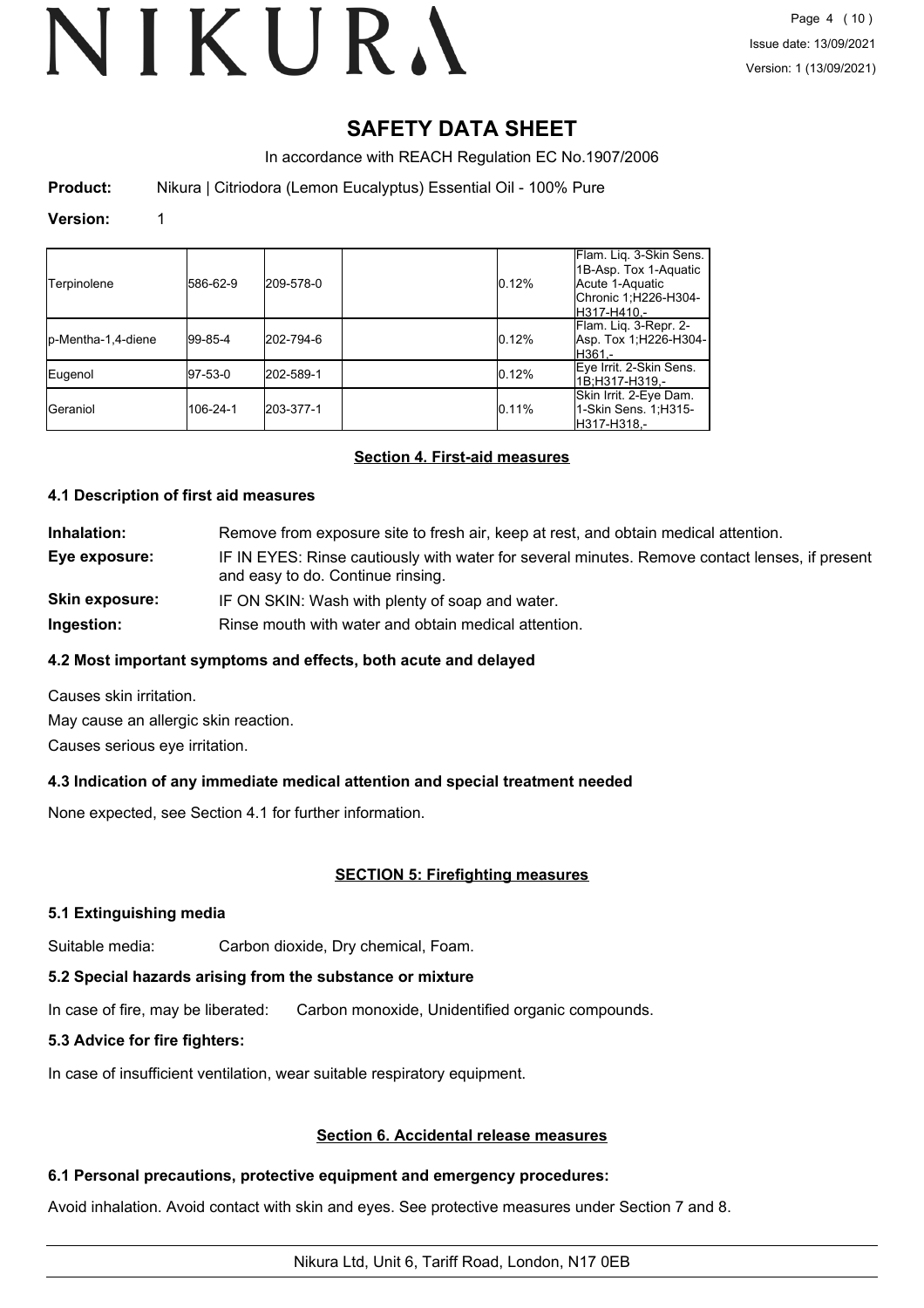# SAFETY DATA SHEET

In accordance with REACH Regulation EC No.1907/2006

**Product:** Nikura | Citriodora (Lemon Eucalyptus) Essential Oil - 100% Pure

**Version:** 1

| | | | | | |
|---|---|---|---|---|---|
| Terpinolene | 586-62-9 | 209-578-0 | | 0.12% | Flam. Liq. 3-Skin Sens. 1B-Asp. Tox 1-Aquatic Acute 1-Aquatic Chronic 1;H226-H304-H317-H410,- |
| p-Mentha-1,4-diene | 99-85-4 | 202-794-6 | | 0.12% | Flam. Liq. 3-Repr. 2-Asp. Tox 1;H226-H304-H361,- |
| Eugenol | 97-53-0 | 202-589-1 | | 0.12% | Eye Irrit. 2-Skin Sens. 1B;H317-H319,- |
| Geraniol | 106-24-1 | 203-377-1 | | 0.11% | Skin Irrit. 2-Eye Dam. 1-Skin Sens. 1;H315-H317-H318,- |

## Section 4. First-aid measures

### 4.1 Description of first aid measures

**Inhalation:** Remove from exposure site to fresh air, keep at rest, and obtain medical attention.

**Eye exposure:** IF IN EYES: Rinse cautiously with water for several minutes. Remove contact lenses, if present and easy to do. Continue rinsing.

**Skin exposure:** IF ON SKIN: Wash with plenty of soap and water.

**Ingestion:** Rinse mouth with water and obtain medical attention.

### 4.2 Most important symptoms and effects, both acute and delayed

Causes skin irritation.

May cause an allergic skin reaction.

Causes serious eye irritation.

### 4.3 Indication of any immediate medical attention and special treatment needed

None expected, see Section 4.1 for further information.

## SECTION 5: Firefighting measures

### 5.1 Extinguishing media

Suitable media: Carbon dioxide, Dry chemical, Foam.

### 5.2 Special hazards arising from the substance or mixture

In case of fire, may be liberated: Carbon monoxide, Unidentified organic compounds.

### 5.3 Advice for fire fighters:

In case of insufficient ventilation, wear suitable respiratory equipment.

## Section 6. Accidental release measures

### 6.1 Personal precautions, protective equipment and emergency procedures:

Avoid inhalation. Avoid contact with skin and eyes. See protective measures under Section 7 and 8.

Nikura Ltd, Unit 6, Tariff Road, London, N17 0EB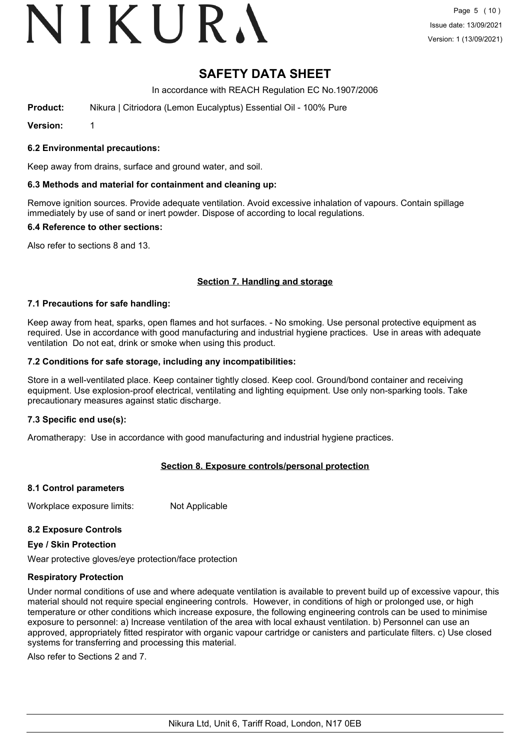### 6.2 Environmental precautions:

Keep away from drains, surface and ground water, and soil.

### 6.3 Methods and material for containment and cleaning up:

Remove ignition sources. Provide adequate ventilation. Avoid excessive inhalation of vapours. Contain spillage immediately by use of sand or inert powder. Dispose of according to local regulations.

### 6.4 Reference to other sections:

Also refer to sections 8 and 13.

## Section 7. Handling and storage

### 7.1 Precautions for safe handling:

Keep away from heat, sparks, open flames and hot surfaces. - No smoking. Use personal protective equipment as required. Use in accordance with good manufacturing and industrial hygiene practices. Use in areas with adequate ventilation Do not eat, drink or smoke when using this product.

### 7.2 Conditions for safe storage, including any incompatibilities:

Store in a well-ventilated place. Keep container tightly closed. Keep cool. Ground/bond container and receiving equipment. Use explosion-proof electrical, ventilating and lighting equipment. Use only non-sparking tools. Take precautionary measures against static discharge.

### 7.3 Specific end use(s):

Aromatherapy: Use in accordance with good manufacturing and industrial hygiene practices.

## Section 8. Exposure controls/personal protection

### 8.1 Control parameters

Workplace exposure limits: Not Applicable

### 8.2 Exposure Controls

**Eye / Skin Protection**

Wear protective gloves/eye protection/face protection

**Respiratory Protection**

Under normal conditions of use and where adequate ventilation is available to prevent build up of excessive vapour, this material should not require special engineering controls. However, in conditions of high or prolonged use, or high temperature or other conditions which increase exposure, the following engineering controls can be used to minimise exposure to personnel: a) Increase ventilation of the area with local exhaust ventilation. b) Personnel can use an approved, appropriately fitted respirator with organic vapour cartridge or canisters and particulate filters. c) Use closed systems for transferring and processing this material.

Also refer to Sections 2 and 7.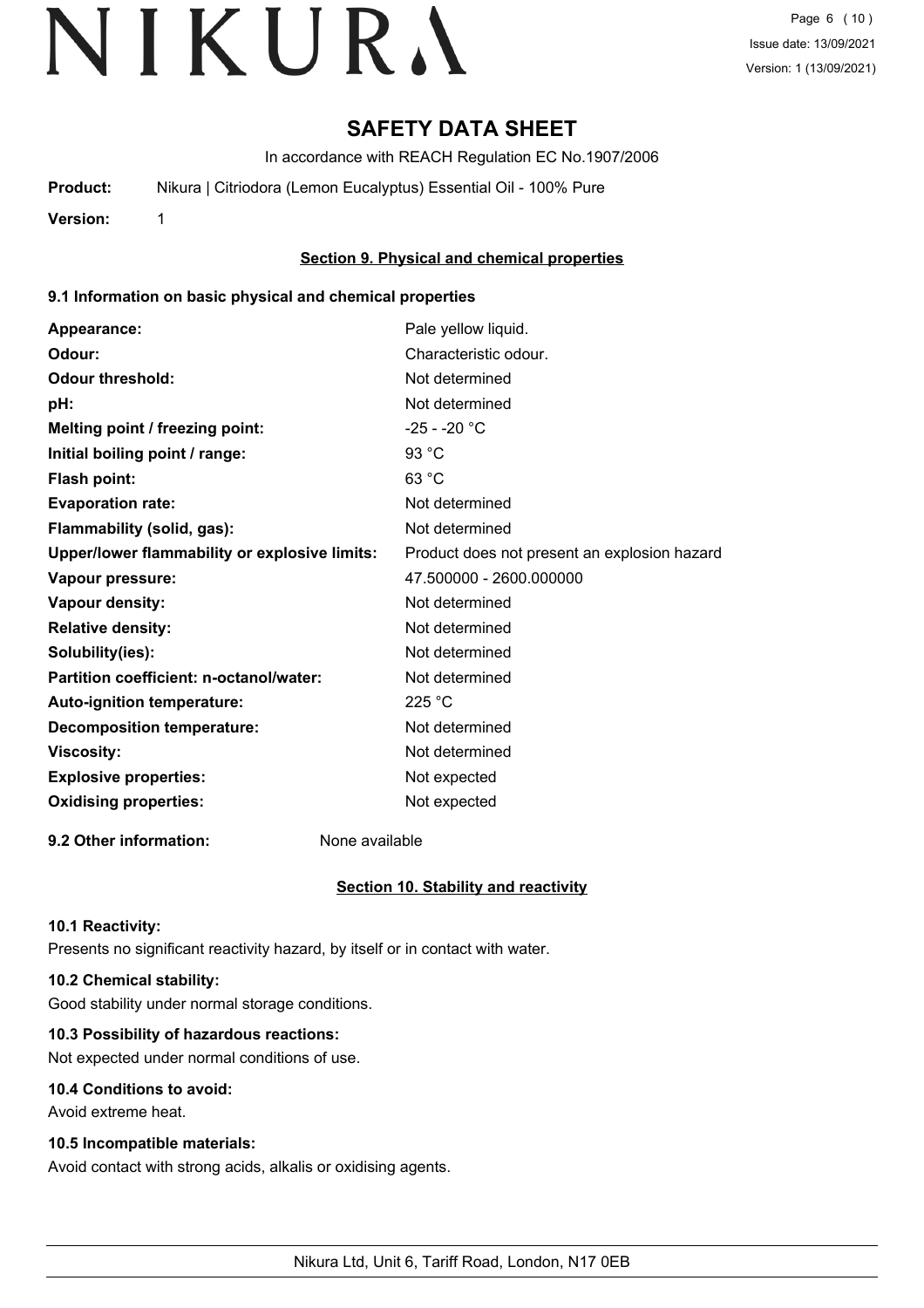# SAFETY DATA SHEET

In accordance with REACH Regulation EC No.1907/2006

**Product:** Nikura | Citriodora (Lemon Eucalyptus) Essential Oil - 100% Pure

**Version:** 1

## Section 9. Physical and chemical properties

### 9.1 Information on basic physical and chemical properties

| | |
|---|---|
| **Appearance:** | Pale yellow liquid. |
| **Odour:** | Characteristic odour. |
| **Odour threshold:** | Not determined |
| **pH:** | Not determined |
| **Melting point / freezing point:** | -25 - -20 °C |
| **Initial boiling point / range:** | 93 °C |
| **Flash point:** | 63 °C |
| **Evaporation rate:** | Not determined |
| **Flammability (solid, gas):** | Not determined |
| **Upper/lower flammability or explosive limits:** | Product does not present an explosion hazard |
| **Vapour pressure:** | 47.500000 - 2600.000000 |
| **Vapour density:** | Not determined |
| **Relative density:** | Not determined |
| **Solubility(ies):** | Not determined |
| **Partition coefficient: n-octanol/water:** | Not determined |
| **Auto-ignition temperature:** | 225 °C |
| **Decomposition temperature:** | Not determined |
| **Viscosity:** | Not determined |
| **Explosive properties:** | Not expected |
| **Oxidising properties:** | Not expected |

**9.2 Other information:** None available

## Section 10. Stability and reactivity

**10.1 Reactivity:**

Presents no significant reactivity hazard, by itself or in contact with water.

**10.2 Chemical stability:**

Good stability under normal storage conditions.

**10.3 Possibility of hazardous reactions:**

Not expected under normal conditions of use.

**10.4 Conditions to avoid:**

Avoid extreme heat.

**10.5 Incompatible materials:**

Avoid contact with strong acids, alkalis or oxidising agents.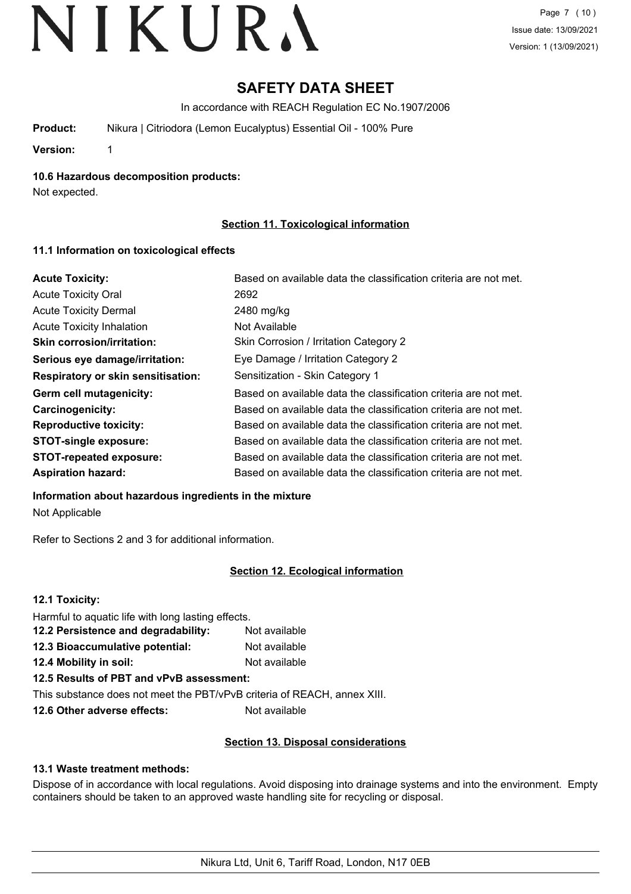# SAFETY DATA SHEET

In accordance with REACH Regulation EC No.1907/2006

**Product:** Nikura | Citriodora (Lemon Eucalyptus) Essential Oil - 100% Pure

**Version:** 1

### 10.6 Hazardous decomposition products:

Not expected.

## Section 11. Toxicological information

### 11.1 Information on toxicological effects

| | |
|---|---|
| **Acute Toxicity:** | Based on available data the classification criteria are not met. |
| Acute Toxicity Oral | 2692 |
| Acute Toxicity Dermal | 2480 mg/kg |
| Acute Toxicity Inhalation | Not Available |
| **Skin corrosion/irritation:** | Skin Corrosion / Irritation Category 2 |
| **Serious eye damage/irritation:** | Eye Damage / Irritation Category 2 |
| **Respiratory or skin sensitisation:** | Sensitization - Skin Category 1 |
| **Germ cell mutagenicity:** | Based on available data the classification criteria are not met. |
| **Carcinogenicity:** | Based on available data the classification criteria are not met. |
| **Reproductive toxicity:** | Based on available data the classification criteria are not met. |
| **STOT-single exposure:** | Based on available data the classification criteria are not met. |
| **STOT-repeated exposure:** | Based on available data the classification criteria are not met. |
| **Aspiration hazard:** | Based on available data the classification criteria are not met. |

**Information about hazardous ingredients in the mixture**

Not Applicable

Refer to Sections 2 and 3 for additional information.

## Section 12. Ecological information

### 12.1 Toxicity:

Harmful to aquatic life with long lasting effects.

**12.2 Persistence and degradability:** Not available

**12.3 Bioaccumulative potential:** Not available

**12.4 Mobility in soil:** Not available

**12.5 Results of PBT and vPvB assessment:**

This substance does not meet the PBT/vPvB criteria of REACH, annex XIII.

**12.6 Other adverse effects:** Not available

## Section 13. Disposal considerations

### 13.1 Waste treatment methods:

Dispose of in accordance with local regulations. Avoid disposing into drainage systems and into the environment. Empty containers should be taken to an approved waste handling site for recycling or disposal.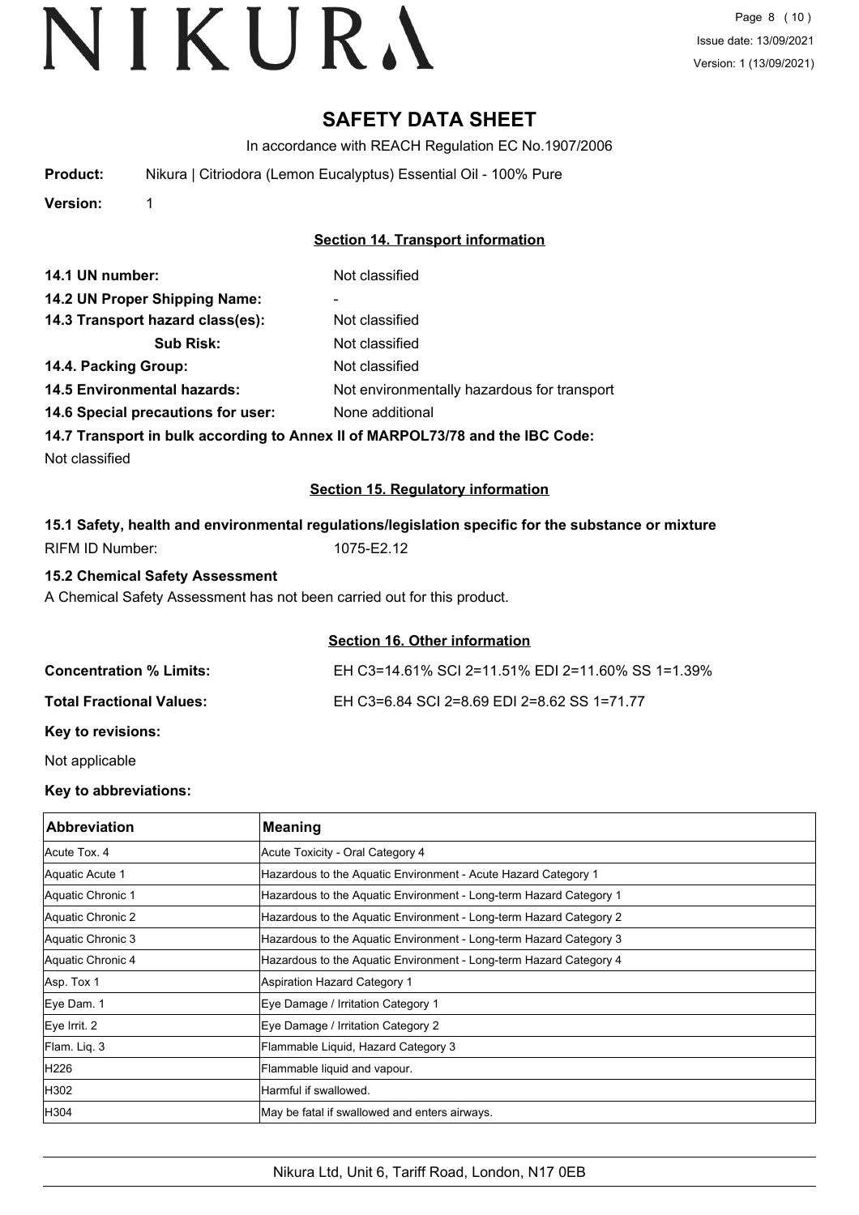# SAFETY DATA SHEET

In accordance with REACH Regulation EC No.1907/2006

**Product:** Nikura | Citriodora (Lemon Eucalyptus) Essential Oil - 100% Pure

**Version:** 1

## Section 14. Transport information

**14.1 UN number:** Not classified

**14.2 UN Proper Shipping Name:** -

**14.3 Transport hazard class(es):** Not classified

**Sub Risk:** Not classified

**14.4. Packing Group:** Not classified

**14.5 Environmental hazards:** Not environmentally hazardous for transport

**14.6 Special precautions for user:** None additional

**14.7 Transport in bulk according to Annex II of MARPOL73/78 and the IBC Code:**

Not classified

## Section 15. Regulatory information

### 15.1 Safety, health and environmental regulations/legislation specific for the substance or mixture

RIFM ID Number: 1075-E2.12

### 15.2 Chemical Safety Assessment

A Chemical Safety Assessment has not been carried out for this product.

## Section 16. Other information

**Concentration % Limits:** EH C3=14.61% SCI 2=11.51% EDI 2=11.60% SS 1=1.39%

**Total Fractional Values:** EH C3=6.84 SCI 2=8.69 EDI 2=8.62 SS 1=71.77

**Key to revisions:**

Not applicable

**Key to abbreviations:**

| Abbreviation | Meaning |
|---|---|
| Acute Tox. 4 | Acute Toxicity - Oral Category 4 |
| Aquatic Acute 1 | Hazardous to the Aquatic Environment - Acute Hazard Category 1 |
| Aquatic Chronic 1 | Hazardous to the Aquatic Environment - Long-term Hazard Category 1 |
| Aquatic Chronic 2 | Hazardous to the Aquatic Environment - Long-term Hazard Category 2 |
| Aquatic Chronic 3 | Hazardous to the Aquatic Environment - Long-term Hazard Category 3 |
| Aquatic Chronic 4 | Hazardous to the Aquatic Environment - Long-term Hazard Category 4 |
| Asp. Tox 1 | Aspiration Hazard Category 1 |
| Eye Dam. 1 | Eye Damage / Irritation Category 1 |
| Eye Irrit. 2 | Eye Damage / Irritation Category 2 |
| Flam. Liq. 3 | Flammable Liquid, Hazard Category 3 |
| H226 | Flammable liquid and vapour. |
| H302 | Harmful if swallowed. |
| H304 | May be fatal if swallowed and enters airways. |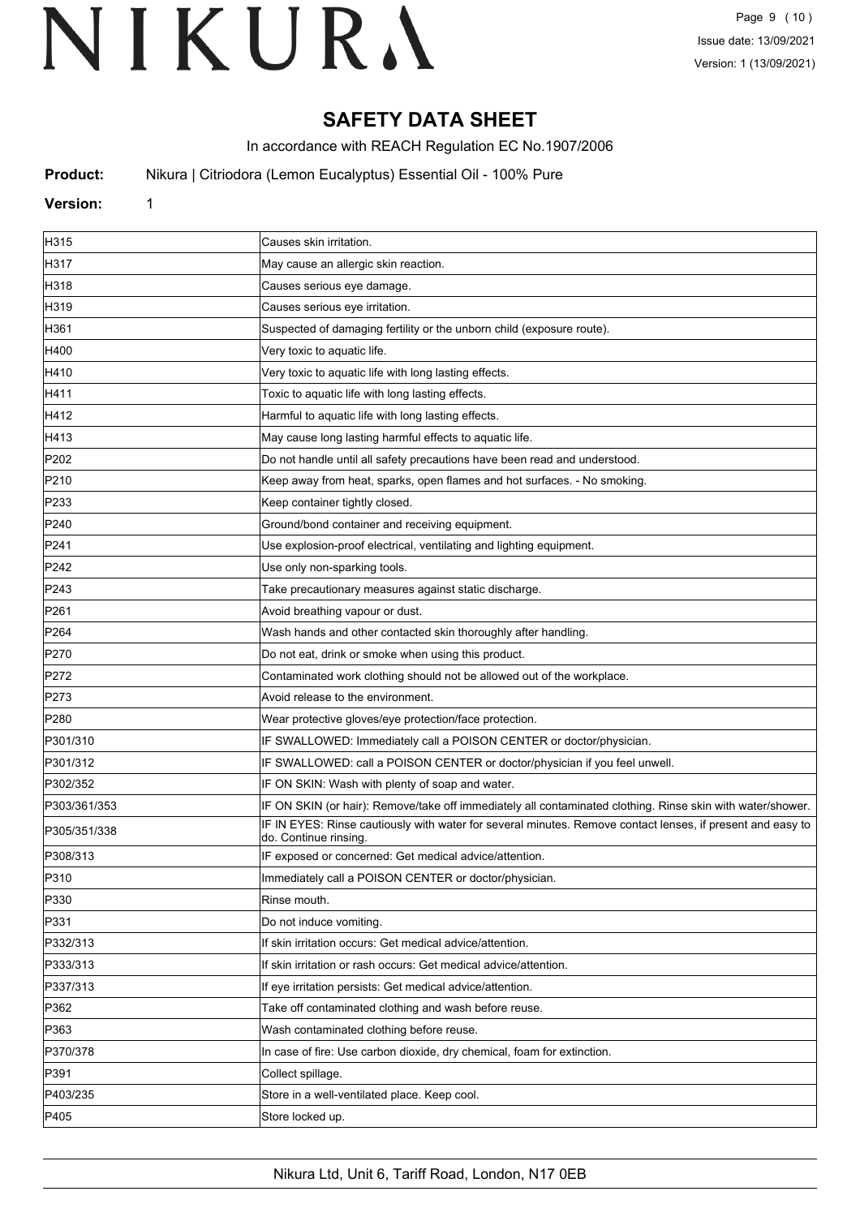# SAFETY DATA SHEET

In accordance with REACH Regulation EC No.1907/2006

**Product:** Nikura | Citriodora (Lemon Eucalyptus) Essential Oil - 100% Pure

**Version:** 1

| | |
|---|---|
| H315 | Causes skin irritation. |
| H317 | May cause an allergic skin reaction. |
| H318 | Causes serious eye damage. |
| H319 | Causes serious eye irritation. |
| H361 | Suspected of damaging fertility or the unborn child (exposure route). |
| H400 | Very toxic to aquatic life. |
| H410 | Very toxic to aquatic life with long lasting effects. |
| H411 | Toxic to aquatic life with long lasting effects. |
| H412 | Harmful to aquatic life with long lasting effects. |
| H413 | May cause long lasting harmful effects to aquatic life. |
| P202 | Do not handle until all safety precautions have been read and understood. |
| P210 | Keep away from heat, sparks, open flames and hot surfaces. - No smoking. |
| P233 | Keep container tightly closed. |
| P240 | Ground/bond container and receiving equipment. |
| P241 | Use explosion-proof electrical, ventilating and lighting equipment. |
| P242 | Use only non-sparking tools. |
| P243 | Take precautionary measures against static discharge. |
| P261 | Avoid breathing vapour or dust. |
| P264 | Wash hands and other contacted skin thoroughly after handling. |
| P270 | Do not eat, drink or smoke when using this product. |
| P272 | Contaminated work clothing should not be allowed out of the workplace. |
| P273 | Avoid release to the environment. |
| P280 | Wear protective gloves/eye protection/face protection. |
| P301/310 | IF SWALLOWED: Immediately call a POISON CENTER or doctor/physician. |
| P301/312 | IF SWALLOWED: call a POISON CENTER or doctor/physician if you feel unwell. |
| P302/352 | IF ON SKIN: Wash with plenty of soap and water. |
| P303/361/353 | IF ON SKIN (or hair): Remove/take off immediately all contaminated clothing. Rinse skin with water/shower. |
| P305/351/338 | IF IN EYES: Rinse cautiously with water for several minutes. Remove contact lenses, if present and easy to do. Continue rinsing. |
| P308/313 | IF exposed or concerned: Get medical advice/attention. |
| P310 | Immediately call a POISON CENTER or doctor/physician. |
| P330 | Rinse mouth. |
| P331 | Do not induce vomiting. |
| P332/313 | If skin irritation occurs: Get medical advice/attention. |
| P333/313 | If skin irritation or rash occurs: Get medical advice/attention. |
| P337/313 | If eye irritation persists: Get medical advice/attention. |
| P362 | Take off contaminated clothing and wash before reuse. |
| P363 | Wash contaminated clothing before reuse. |
| P370/378 | In case of fire: Use carbon dioxide, dry chemical, foam for extinction. |
| P391 | Collect spillage. |
| P403/235 | Store in a well-ventilated place. Keep cool. |
| P405 | Store locked up. |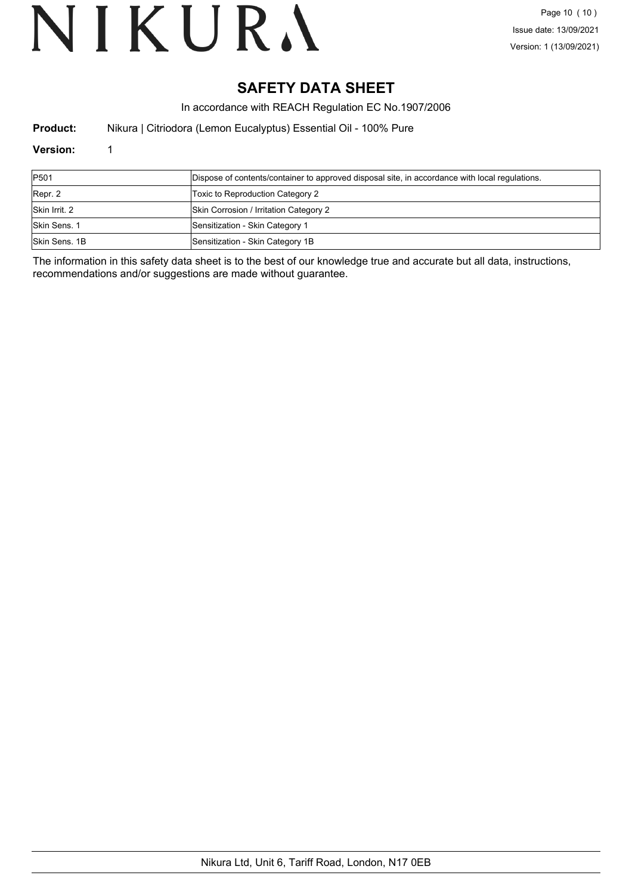| | |
|---|---|
| P501 | Dispose of contents/container to approved disposal site, in accordance with local regulations. |
| Repr. 2 | Toxic to Reproduction Category 2 |
| Skin Irrit. 2 | Skin Corrosion / Irritation Category 2 |
| Skin Sens. 1 | Sensitization - Skin Category 1 |
| Skin Sens. 1B | Sensitization - Skin Category 1B |

The information in this safety data sheet is to the best of our knowledge true and accurate but all data, instructions, recommendations and/or suggestions are made without guarantee.